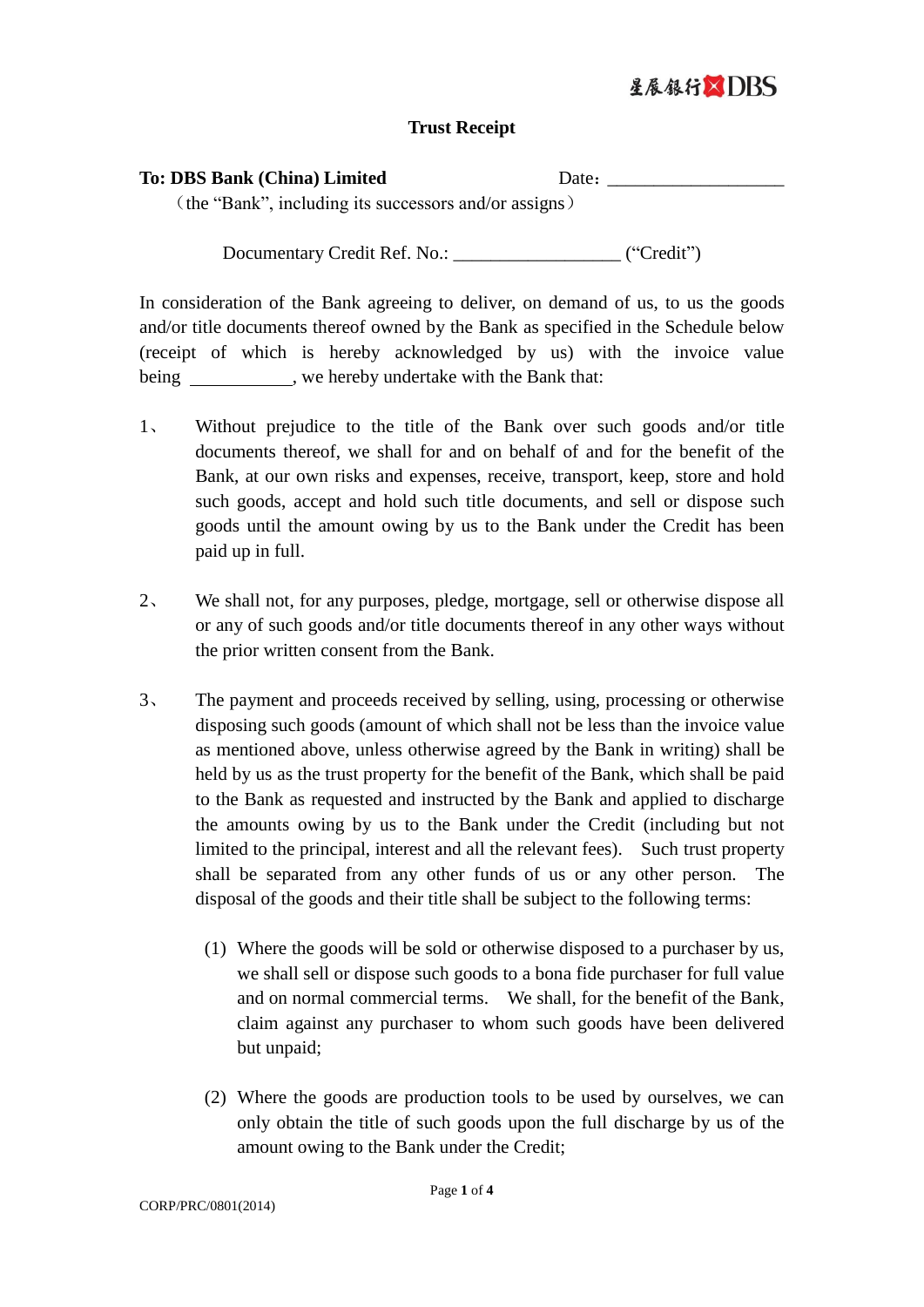星展銀行 DBS

# Trust Receipt

**To: DBS Bank (China) Limited** Date：___________________

（the "Bank", including its successors and/or assigns）

Documentary Credit Ref. No.: __________________ ("Credit")

In consideration of the Bank agreeing to deliver, on demand of us, to us the goods and/or title documents thereof owned by the Bank as specified in the Schedule below (receipt of which is hereby acknowledged by us) with the invoice value being ___________, we hereby undertake with the Bank that:

1、 Without prejudice to the title of the Bank over such goods and/or title documents thereof, we shall for and on behalf of and for the benefit of the Bank, at our own risks and expenses, receive, transport, keep, store and hold such goods, accept and hold such title documents, and sell or dispose such goods until the amount owing by us to the Bank under the Credit has been paid up in full.

2、 We shall not, for any purposes, pledge, mortgage, sell or otherwise dispose all or any of such goods and/or title documents thereof in any other ways without the prior written consent from the Bank.

3、 The payment and proceeds received by selling, using, processing or otherwise disposing such goods (amount of which shall not be less than the invoice value as mentioned above, unless otherwise agreed by the Bank in writing) shall be held by us as the trust property for the benefit of the Bank, which shall be paid to the Bank as requested and instructed by the Bank and applied to discharge the amounts owing by us to the Bank under the Credit (including but not limited to the principal, interest and all the relevant fees). Such trust property shall be separated from any other funds of us or any other person. The disposal of the goods and their title shall be subject to the following terms:

   (1) Where the goods will be sold or otherwise disposed to a purchaser by us, we shall sell or dispose such goods to a bona fide purchaser for full value and on normal commercial terms. We shall, for the benefit of the Bank, claim against any purchaser to whom such goods have been delivered but unpaid;

   (2) Where the goods are production tools to be used by ourselves, we can only obtain the title of such goods upon the full discharge by us of the amount owing to the Bank under the Credit;

CORP/PRC/0801(2014)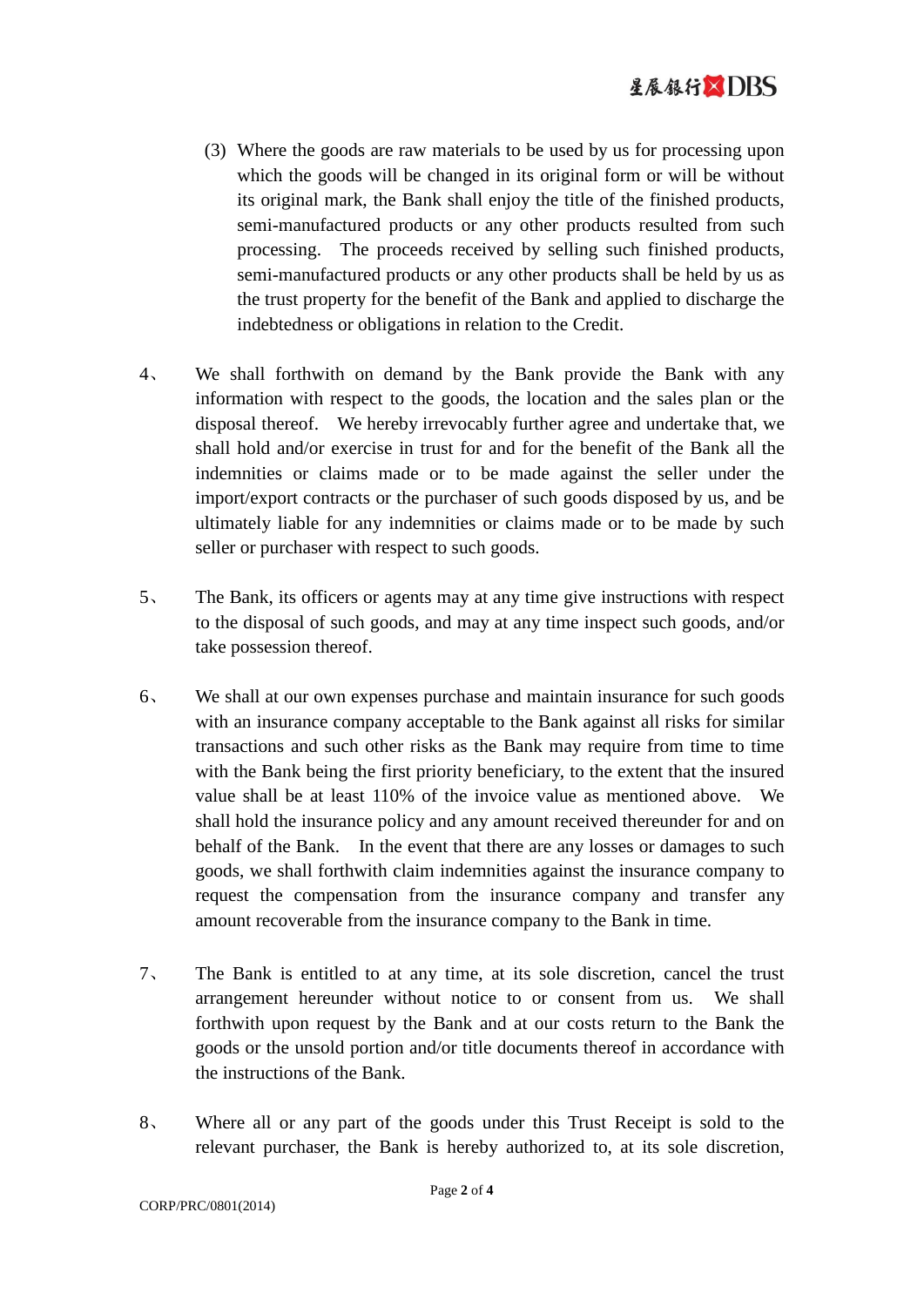(3) Where the goods are raw materials to be used by us for processing upon which the goods will be changed in its original form or will be without its original mark, the Bank shall enjoy the title of the finished products, semi-manufactured products or any other products resulted from such processing. The proceeds received by selling such finished products, semi-manufactured products or any other products shall be held by us as the trust property for the benefit of the Bank and applied to discharge the indebtedness or obligations in relation to the Credit.

4、 We shall forthwith on demand by the Bank provide the Bank with any information with respect to the goods, the location and the sales plan or the disposal thereof. We hereby irrevocably further agree and undertake that, we shall hold and/or exercise in trust for and for the benefit of the Bank all the indemnities or claims made or to be made against the seller under the import/export contracts or the purchaser of such goods disposed by us, and be ultimately liable for any indemnities or claims made or to be made by such seller or purchaser with respect to such goods.

5、 The Bank, its officers or agents may at any time give instructions with respect to the disposal of such goods, and may at any time inspect such goods, and/or take possession thereof.

6、 We shall at our own expenses purchase and maintain insurance for such goods with an insurance company acceptable to the Bank against all risks for similar transactions and such other risks as the Bank may require from time to time with the Bank being the first priority beneficiary, to the extent that the insured value shall be at least 110% of the invoice value as mentioned above. We shall hold the insurance policy and any amount received thereunder for and on behalf of the Bank. In the event that there are any losses or damages to such goods, we shall forthwith claim indemnities against the insurance company to request the compensation from the insurance company and transfer any amount recoverable from the insurance company to the Bank in time.

7、 The Bank is entitled to at any time, at its sole discretion, cancel the trust arrangement hereunder without notice to or consent from us. We shall forthwith upon request by the Bank and at our costs return to the Bank the goods or the unsold portion and/or title documents thereof in accordance with the instructions of the Bank.

8、 Where all or any part of the goods under this Trust Receipt is sold to the relevant purchaser, the Bank is hereby authorized to, at its sole discretion,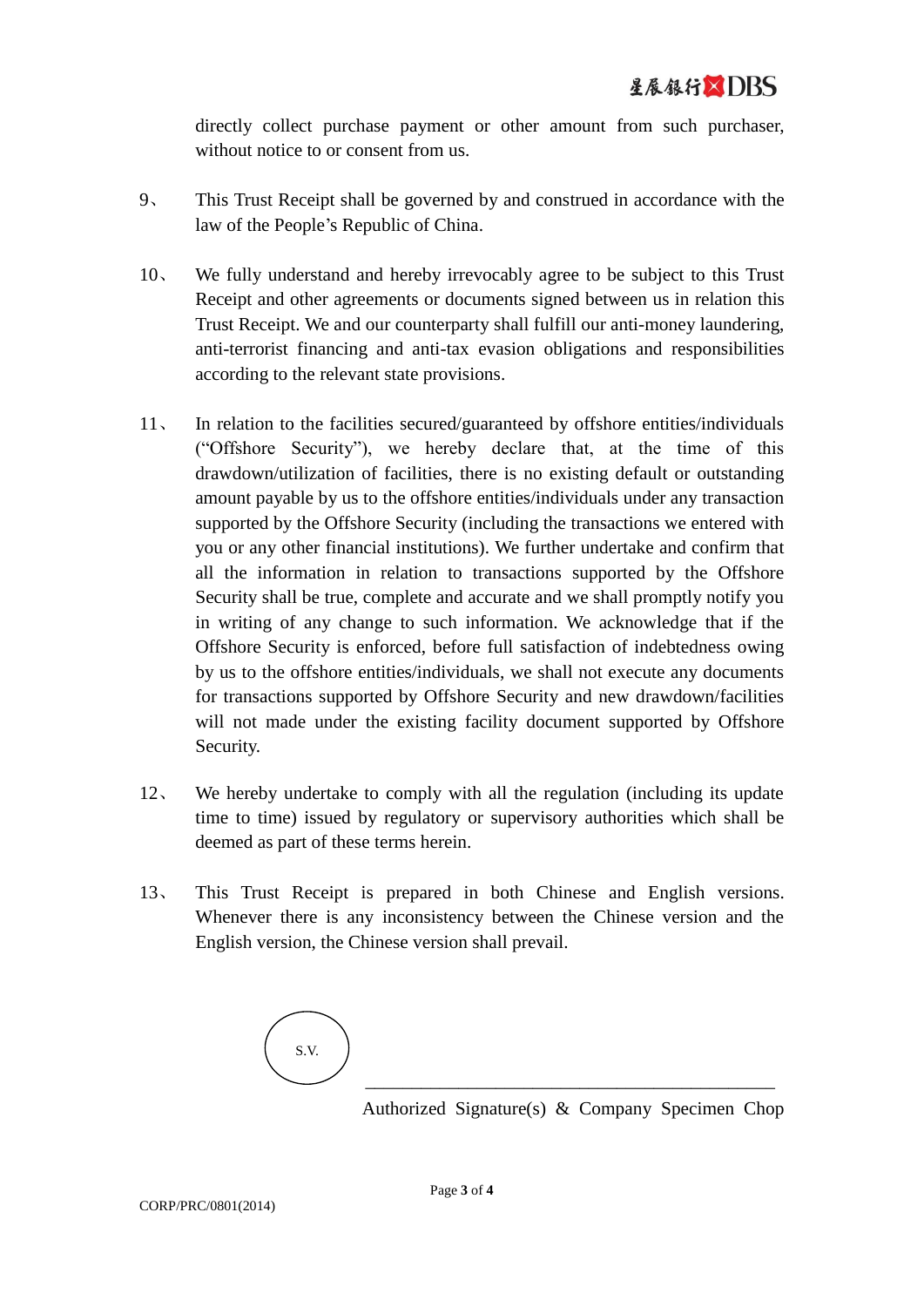directly collect purchase payment or other amount from such purchaser, without notice to or consent from us.

9、 This Trust Receipt shall be governed by and construed in accordance with the law of the People's Republic of China.

10、 We fully understand and hereby irrevocably agree to be subject to this Trust Receipt and other agreements or documents signed between us in relation this Trust Receipt. We and our counterparty shall fulfill our anti-money laundering, anti-terrorist financing and anti-tax evasion obligations and responsibilities according to the relevant state provisions.

11、 In relation to the facilities secured/guaranteed by offshore entities/individuals ("Offshore Security"), we hereby declare that, at the time of this drawdown/utilization of facilities, there is no existing default or outstanding amount payable by us to the offshore entities/individuals under any transaction supported by the Offshore Security (including the transactions we entered with you or any other financial institutions). We further undertake and confirm that all the information in relation to transactions supported by the Offshore Security shall be true, complete and accurate and we shall promptly notify you in writing of any change to such information. We acknowledge that if the Offshore Security is enforced, before full satisfaction of indebtedness owing by us to the offshore entities/individuals, we shall not execute any documents for transactions supported by Offshore Security and new drawdown/facilities will not made under the existing facility document supported by Offshore Security.

12、 We hereby undertake to comply with all the regulation (including its update time to time) issued by regulatory or supervisory authorities which shall be deemed as part of these terms herein.

13、 This Trust Receipt is prepared in both Chinese and English versions. Whenever there is any inconsistency between the Chinese version and the English version, the Chinese version shall prevail.

S.V.

\_\_\_\_\_\_\_\_\_\_\_\_\_\_\_\_\_\_\_\_\_\_\_\_\_\_\_\_\_\_\_\_\_\_\_\_\_\_\_\_

Authorized Signature(s) & Company Specimen Chop

CORP/PRC/0801(2014)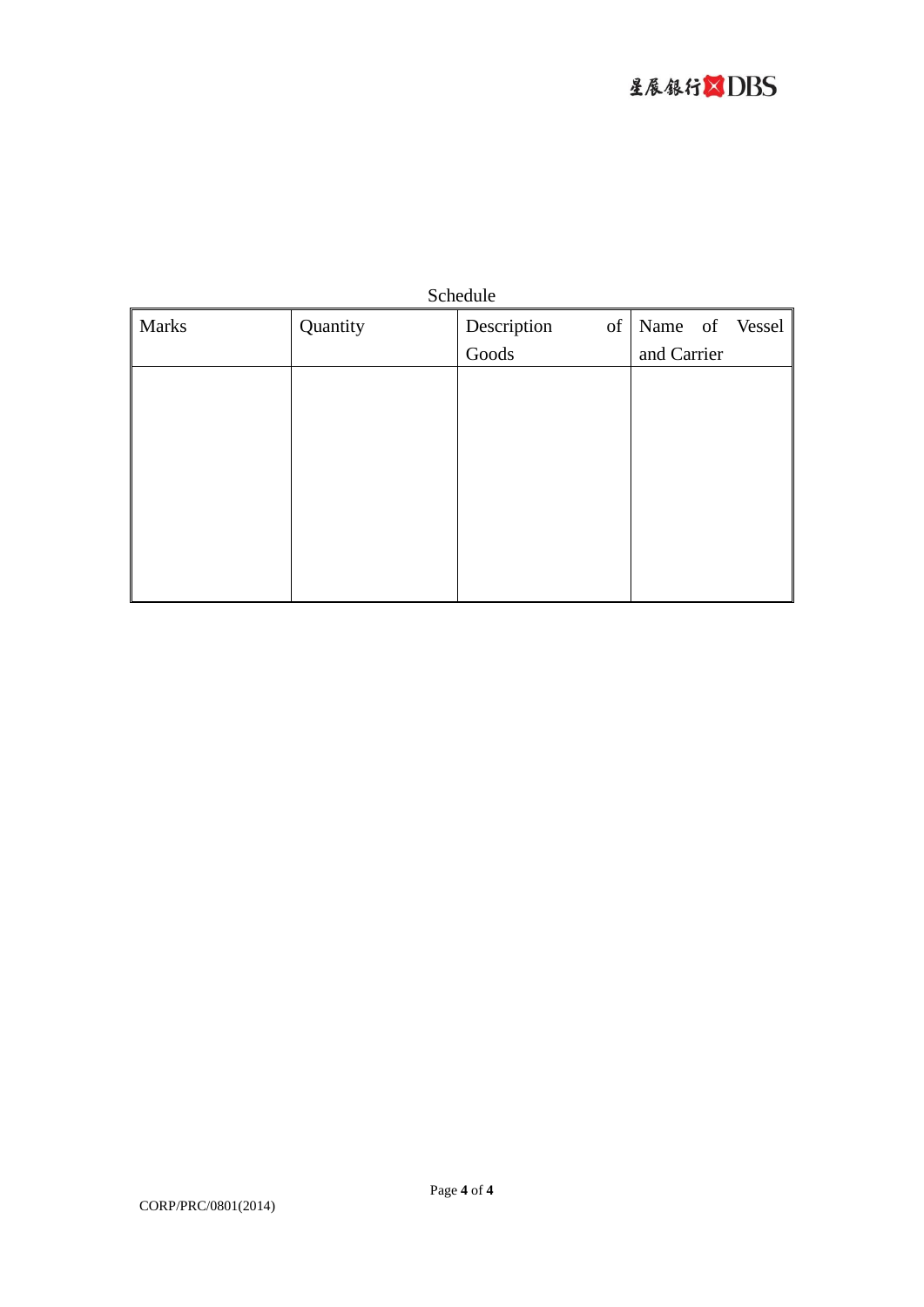Schedule

| Marks | Quantity | Description of Goods | Name of Vessel and Carrier |
|---|---|---|---|
| | | | |

CORP/PRC/0801(2014)